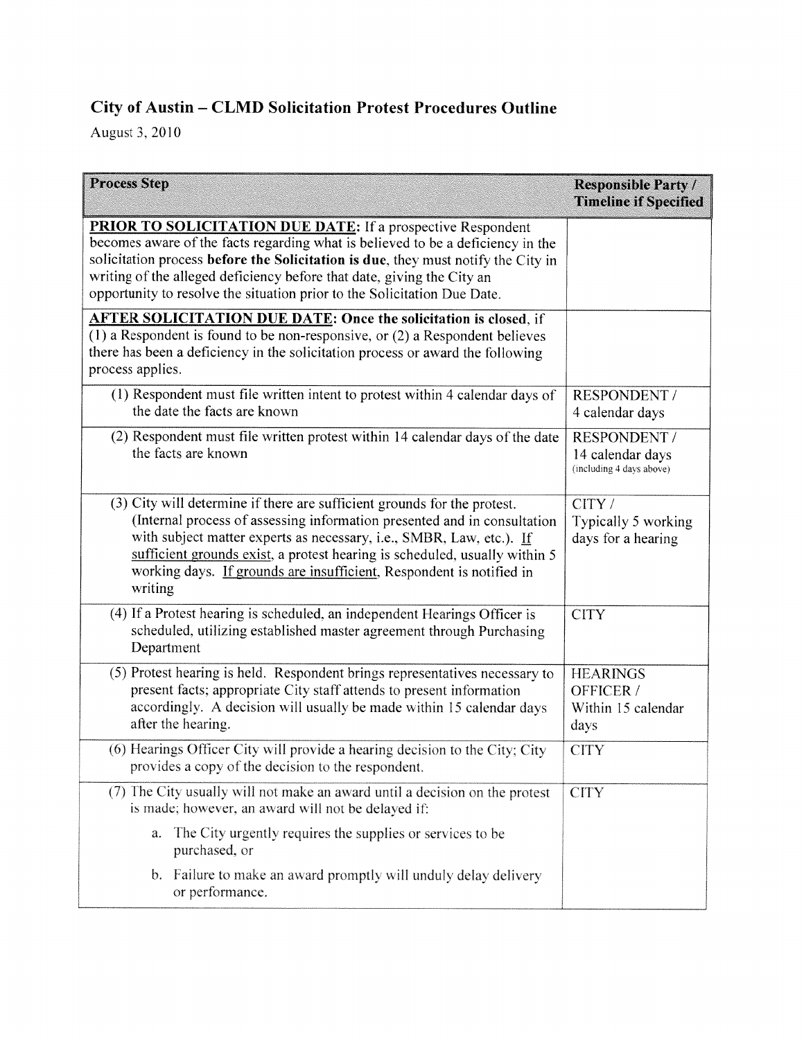# City of Austin – CLMD Solicitation Protest Procedures Outline

August 3, 2010

| Process Step | Responsible Party / Timeline if Specified |
|---|---|
| **PRIOR TO SOLICITATION DUE DATE:** If a prospective Respondent becomes aware of the facts regarding what is believed to be a deficiency in the solicitation process **before the Solicitation is due**, they must notify the City in writing of the alleged deficiency before that date, giving the City an opportunity to resolve the situation prior to the Solicitation Due Date. | |
| **AFTER SOLICITATION DUE DATE: Once the solicitation is closed**, if (1) a Respondent is found to be non-responsive, or (2) a Respondent believes there has been a deficiency in the solicitation process or award the following process applies. | |
| (1) Respondent must file written intent to protest within 4 calendar days of the date the facts are known | RESPONDENT / 4 calendar days |
| (2) Respondent must file written protest within 14 calendar days of the date the facts are known | RESPONDENT / 14 calendar days (including 4 days above) |
| (3) City will determine if there are sufficient grounds for the protest. (Internal process of assessing information presented and in consultation with subject matter experts as necessary, i.e., SMBR, Law, etc.). If sufficient grounds exist, a protest hearing is scheduled, usually within 5 working days. If grounds are insufficient, Respondent is notified in writing | CITY / Typically 5 working days for a hearing |
| (4) If a Protest hearing is scheduled, an independent Hearings Officer is scheduled, utilizing established master agreement through Purchasing Department | CITY |
| (5) Protest hearing is held. Respondent brings representatives necessary to present facts; appropriate City staff attends to present information accordingly. A decision will usually be made within 15 calendar days after the hearing. | HEARINGS OFFICER / Within 15 calendar days |
| (6) Hearings Officer City will provide a hearing decision to the City; City provides a copy of the decision to the respondent. | CITY |
| (7) The City usually will not make an award until a decision on the protest is made; however, an award will not be delayed if: a. The City urgently requires the supplies or services to be purchased, or b. Failure to make an award promptly will unduly delay delivery or performance. | CITY |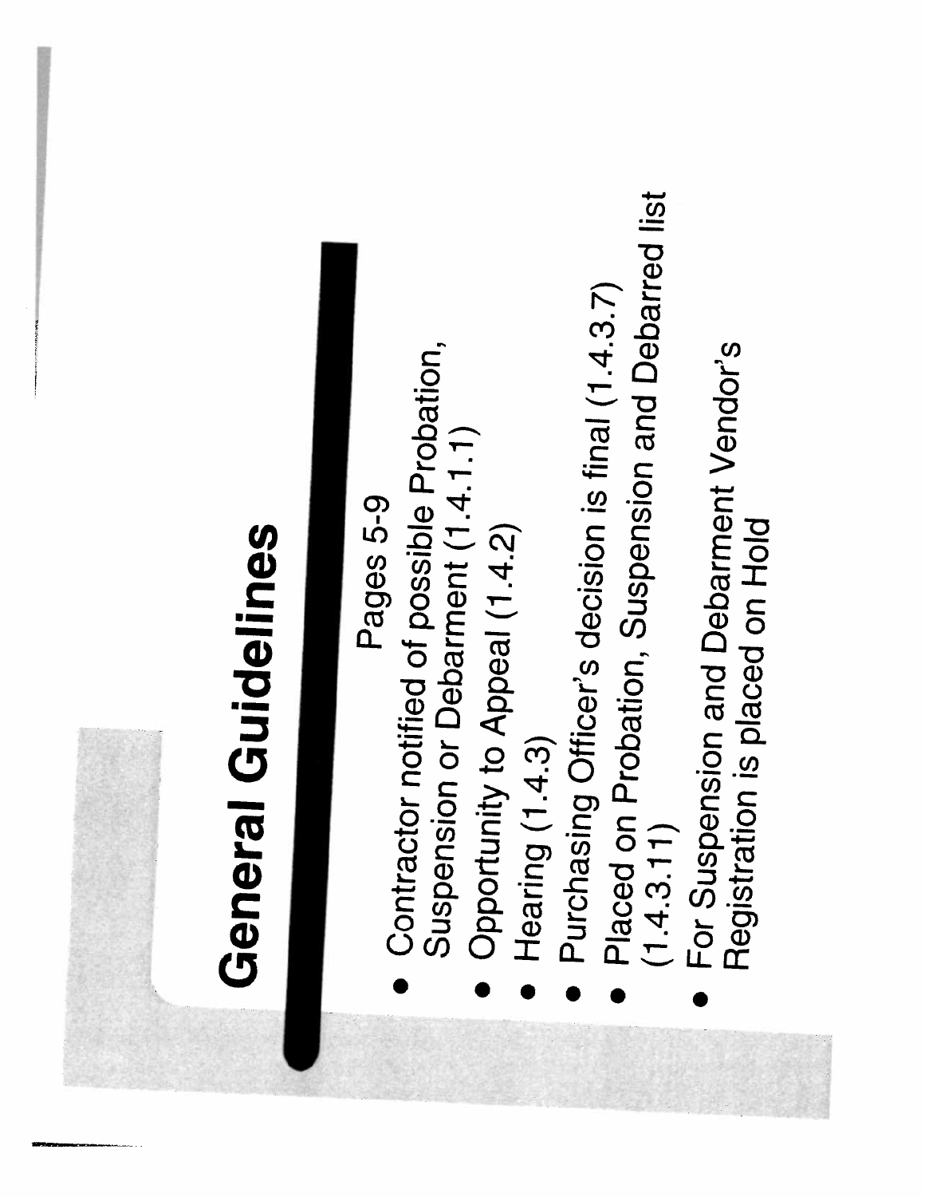# General Guidelines

Pages 5-9

- Contractor notified of possible Probation, Suspension or Debarment (1.4.1.1)
- Opportunity to Appeal (1.4.2)
- Hearing (1.4.3)
- Purchasing Officer's decision is final (1.4.3.7)
- Placed on Probation, Suspension and Debarred list (1.4.3.11)
- For Suspension and Debarment Vendor's Registration is placed on Hold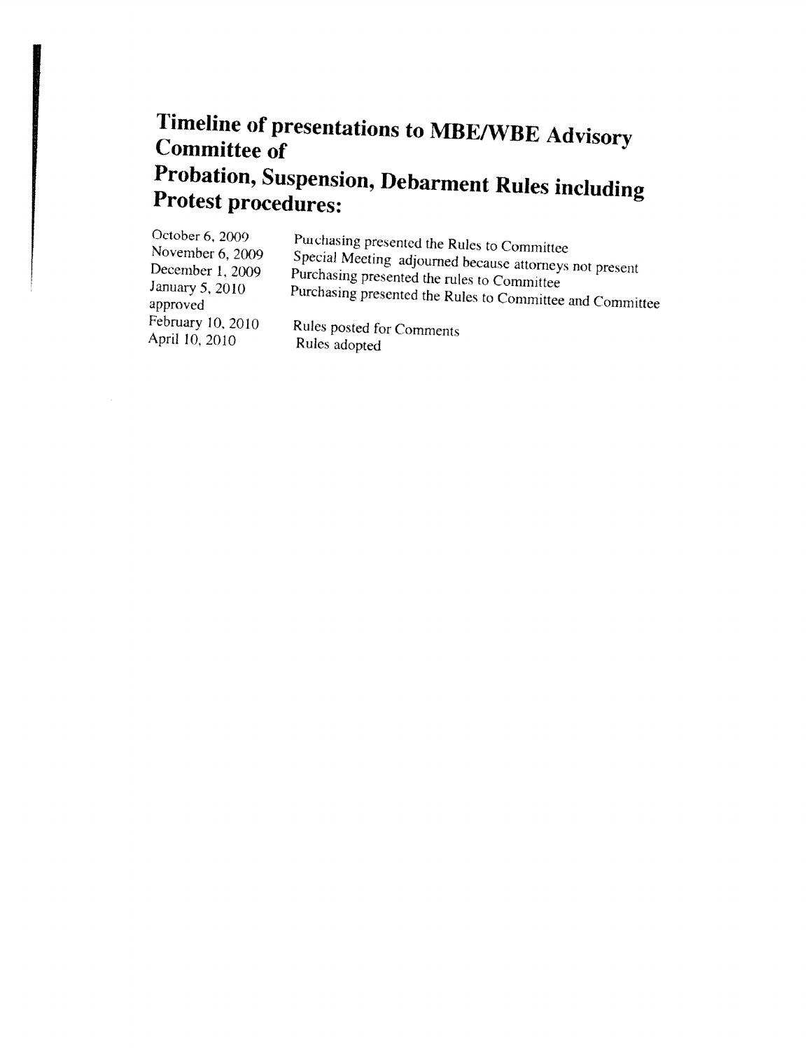# Timeline of presentations to MBE/WBE Advisory Committee of Probation, Suspension, Debarment Rules including Protest procedures:

| | |
|---|---|
| October 6, 2009 | Purchasing presented the Rules to Committee |
| November 6, 2009 | Special Meeting adjourned because attorneys not present |
| December 1, 2009 | Purchasing presented the rules to Committee |
| January 5, 2010 | Purchasing presented the Rules to Committee and Committee approved |
| February 10, 2010 | Rules posted for Comments |
| April 10, 2010 | Rules adopted |